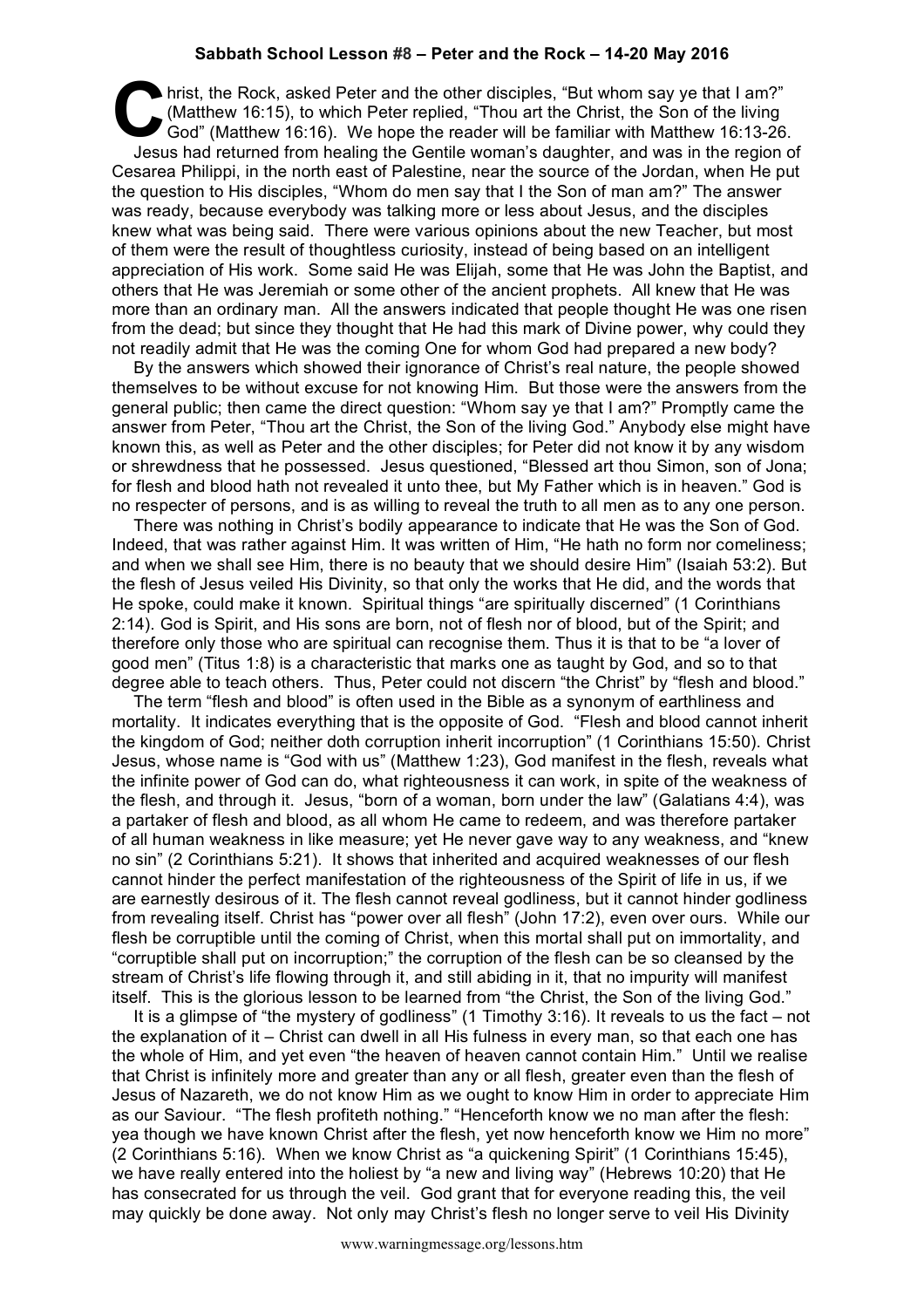**Sabbath School Lesson #8 – Peter and the Rock – 14-20 May 2016**

Christ, the Rock, asked Peter and the other disciples, "But whom say ye that I am?" (Matthew 16:15), to which Peter replied, "Thou art the Christ, the Son of the living God" (Matthew 16:16). We hope the reader will be familiar with Matthew 16:13-26.

Jesus had returned from healing the Gentile woman's daughter, and was in the region of Cesarea Philippi, in the north east of Palestine, near the source of the Jordan, when He put the question to His disciples, "Whom do men say that I the Son of man am?" The answer was ready, because everybody was talking more or less about Jesus, and the disciples knew what was being said. There were various opinions about the new Teacher, but most of them were the result of thoughtless curiosity, instead of being based on an intelligent appreciation of His work. Some said He was Elijah, some that He was John the Baptist, and others that He was Jeremiah or some other of the ancient prophets. All knew that He was more than an ordinary man. All the answers indicated that people thought He was one risen from the dead; but since they thought that He had this mark of Divine power, why could they not readily admit that He was the coming One for whom God had prepared a new body?

By the answers which showed their ignorance of Christ's real nature, the people showed themselves to be without excuse for not knowing Him. But those were the answers from the general public; then came the direct question: "Whom say ye that I am?" Promptly came the answer from Peter, "Thou art the Christ, the Son of the living God." Anybody else might have known this, as well as Peter and the other disciples; for Peter did not know it by any wisdom or shrewdness that he possessed. Jesus questioned, "Blessed art thou Simon, son of Jona; for flesh and blood hath not revealed it unto thee, but My Father which is in heaven." God is no respecter of persons, and is as willing to reveal the truth to all men as to any one person.

There was nothing in Christ's bodily appearance to indicate that He was the Son of God. Indeed, that was rather against Him. It was written of Him, "He hath no form nor comeliness; and when we shall see Him, there is no beauty that we should desire Him" (Isaiah 53:2). But the flesh of Jesus veiled His Divinity, so that only the works that He did, and the words that He spoke, could make it known. Spiritual things "are spiritually discerned" (1 Corinthians 2:14). God is Spirit, and His sons are born, not of flesh nor of blood, but of the Spirit; and therefore only those who are spiritual can recognise them. Thus it is that to be "a lover of good men" (Titus 1:8) is a characteristic that marks one as taught by God, and so to that degree able to teach others. Thus, Peter could not discern "the Christ" by "flesh and blood."

The term "flesh and blood" is often used in the Bible as a synonym of earthliness and mortality. It indicates everything that is the opposite of God. "Flesh and blood cannot inherit the kingdom of God; neither doth corruption inherit incorruption" (1 Corinthians 15:50). Christ Jesus, whose name is "God with us" (Matthew 1:23), God manifest in the flesh, reveals what the infinite power of God can do, what righteousness it can work, in spite of the weakness of the flesh, and through it. Jesus, "born of a woman, born under the law" (Galatians 4:4), was a partaker of flesh and blood, as all whom He came to redeem, and was therefore partaker of all human weakness in like measure; yet He never gave way to any weakness, and "knew no sin" (2 Corinthians 5:21). It shows that inherited and acquired weaknesses of our flesh cannot hinder the perfect manifestation of the righteousness of the Spirit of life in us, if we are earnestly desirous of it. The flesh cannot reveal godliness, but it cannot hinder godliness from revealing itself. Christ has "power over all flesh" (John 17:2), even over ours. While our flesh be corruptible until the coming of Christ, when this mortal shall put on immortality, and "corruptible shall put on incorruption;" the corruption of the flesh can be so cleansed by the stream of Christ's life flowing through it, and still abiding in it, that no impurity will manifest itself. This is the glorious lesson to be learned from "the Christ, the Son of the living God."

It is a glimpse of "the mystery of godliness" (1 Timothy 3:16). It reveals to us the fact – not the explanation of it – Christ can dwell in all His fulness in every man, so that each one has the whole of Him, and yet even "the heaven of heaven cannot contain Him." Until we realise that Christ is infinitely more and greater than any or all flesh, greater even than the flesh of Jesus of Nazareth, we do not know Him as we ought to know Him in order to appreciate Him as our Saviour. "The flesh profiteth nothing." "Henceforth know we no man after the flesh: yea though we have known Christ after the flesh, yet now henceforth know we Him no more" (2 Corinthians 5:16). When we know Christ as "a quickening Spirit" (1 Corinthians 15:45), we have really entered into the holiest by "a new and living way" (Hebrews 10:20) that He has consecrated for us through the veil. God grant that for everyone reading this, the veil may quickly be done away. Not only may Christ's flesh no longer serve to veil His Divinity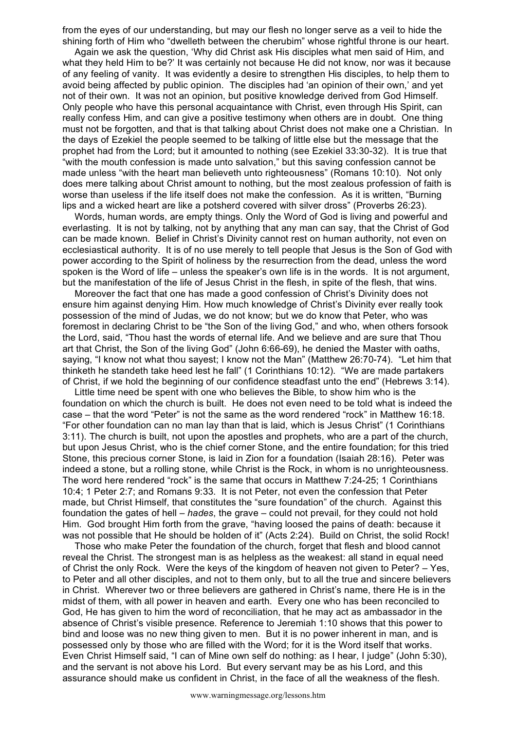from the eyes of our understanding, but may our flesh no longer serve as a veil to hide the shining forth of Him who "dwelleth between the cherubim" whose rightful throne is our heart.

Again we ask the question, 'Why did Christ ask His disciples what men said of Him, and what they held Him to be?' It was certainly not because He did not know, nor was it because of any feeling of vanity. It was evidently a desire to strengthen His disciples, to help them to avoid being affected by public opinion. The disciples had 'an opinion of their own,' and yet not of their own. It was not an opinion, but positive knowledge derived from God Himself. Only people who have this personal acquaintance with Christ, even through His Spirit, can really confess Him, and can give a positive testimony when others are in doubt. One thing must not be forgotten, and that is that talking about Christ does not make one a Christian. In the days of Ezekiel the people seemed to be talking of little else but the message that the prophet had from the Lord; but it amounted to nothing (see Ezekiel 33:30-32). It is true that "with the mouth confession is made unto salvation," but this saving confession cannot be made unless "with the heart man believeth unto righteousness" (Romans 10:10). Not only does mere talking about Christ amount to nothing, but the most zealous profession of faith is worse than useless if the life itself does not make the confession. As it is written, "Burning lips and a wicked heart are like a potsherd covered with silver dross" (Proverbs 26:23).

Words, human words, are empty things. Only the Word of God is living and powerful and everlasting. It is not by talking, not by anything that any man can say, that the Christ of God can be made known. Belief in Christ's Divinity cannot rest on human authority, not even on ecclesiastical authority. It is of no use merely to tell people that Jesus is the Son of God with power according to the Spirit of holiness by the resurrection from the dead, unless the word spoken is the Word of life – unless the speaker's own life is in the words. It is not argument, but the manifestation of the life of Jesus Christ in the flesh, in spite of the flesh, that wins.

Moreover the fact that one has made a good confession of Christ's Divinity does not ensure him against denying Him. How much knowledge of Christ's Divinity ever really took possession of the mind of Judas, we do not know; but we do know that Peter, who was foremost in declaring Christ to be "the Son of the living God," and who, when others forsook the Lord, said, "Thou hast the words of eternal life. And we believe and are sure that Thou art that Christ, the Son of the living God" (John 6:66-69), he denied the Master with oaths, saying, "I know not what thou sayest; I know not the Man" (Matthew 26:70-74). "Let him that thinketh he standeth take heed lest he fall" (1 Corinthians 10:12). "We are made partakers of Christ, if we hold the beginning of our confidence steadfast unto the end" (Hebrews 3:14).

Little time need be spent with one who believes the Bible, to show him who is the foundation on which the church is built. He does not even need to be told what is indeed the case – that the word "Peter" is not the same as the word rendered "rock" in Matthew 16:18. "For other foundation can no man lay than that is laid, which is Jesus Christ" (1 Corinthians 3:11). The church is built, not upon the apostles and prophets, who are a part of the church, but upon Jesus Christ, who is the chief corner Stone, and the entire foundation; for this tried Stone, this precious corner Stone, is laid in Zion for a foundation (Isaiah 28:16). Peter was indeed a stone, but a rolling stone, while Christ is the Rock, in whom is no unrighteousness. The word here rendered "rock" is the same that occurs in Matthew 7:24-25; 1 Corinthians 10:4; 1 Peter 2:7; and Romans 9:33. It is not Peter, not even the confession that Peter made, but Christ Himself, that constitutes the "sure foundation" of the church. Against this foundation the gates of hell – *hades*, the grave – could not prevail, for they could not hold Him. God brought Him forth from the grave, "having loosed the pains of death: because it was not possible that He should be holden of it" (Acts 2:24). Build on Christ, the solid Rock!

Those who make Peter the foundation of the church, forget that flesh and blood cannot reveal the Christ. The strongest man is as helpless as the weakest: all stand in equal need of Christ the only Rock. Were the keys of the kingdom of heaven not given to Peter? – Yes, to Peter and all other disciples, and not to them only, but to all the true and sincere believers in Christ. Wherever two or three believers are gathered in Christ's name, there He is in the midst of them, with all power in heaven and earth. Every one who has been reconciled to God, He has given to him the word of reconciliation, that he may act as ambassador in the absence of Christ's visible presence. Reference to Jeremiah 1:10 shows that this power to bind and loose was no new thing given to men. But it is no power inherent in man, and is possessed only by those who are filled with the Word; for it is the Word itself that works. Even Christ Himself said, "I can of Mine own self do nothing: as I hear, I judge" (John 5:30), and the servant is not above his Lord. But every servant may be as his Lord, and this assurance should make us confident in Christ, in the face of all the weakness of the flesh.